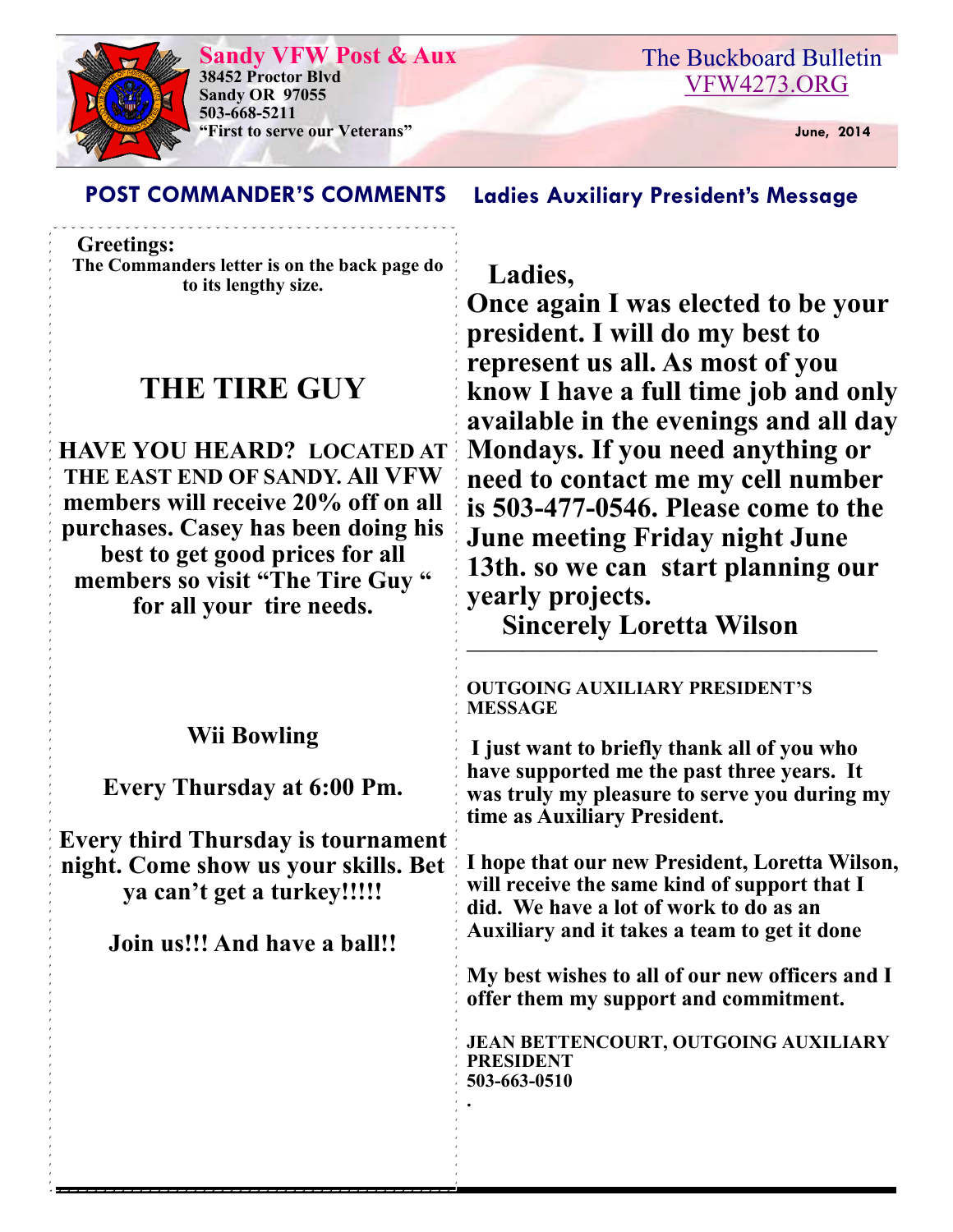# Sandy VFW Post & Aux

**38452 Proctor Blvd**
**Sandy OR 97055**
**503-668-5211**
**"First to serve our Veterans"**

The Buckboard Bulletin
VFW4273.ORG

**June, 2014**

## POST COMMANDER'S COMMENTS

**Greetings:**

**The Commanders letter is on the back page do to its lengthy size.**

## THE TIRE GUY

**HAVE YOU HEARD? LOCATED AT THE EAST END OF SANDY. All VFW members will receive 20% off on all purchases. Casey has been doing his best to get good prices for all members so visit "The Tire Guy " for all your tire needs.**

**Wii Bowling**

**Every Thursday at 6:00 Pm.**

**Every third Thursday is tournament night. Come show us your skills. Bet ya can't get a turkey!!!!!**

**Join us!!! And have a ball!!**

## Ladies Auxiliary President's Message

**Ladies,**

**Once again I was elected to be your president. I will do my best to represent us all. As most of you know I have a full time job and only available in the evenings and all day Mondays. If you need anything or need to contact me my cell number is 503-477-0546. Please come to the June meeting Friday night June 13th. so we can start planning our yearly projects.**

**Sincerely Loretta Wilson**

---

**OUTGOING AUXILIARY PRESIDENT'S MESSAGE**

**I just want to briefly thank all of you who have supported me the past three years. It was truly my pleasure to serve you during my time as Auxiliary President.**

**I hope that our new President, Loretta Wilson, will receive the same kind of support that I did. We have a lot of work to do as an Auxiliary and it takes a team to get it done**

**My best wishes to all of our new officers and I offer them my support and commitment.**

**JEAN BETTENCOURT, OUTGOING AUXILIARY PRESIDENT**
**503-663-0510**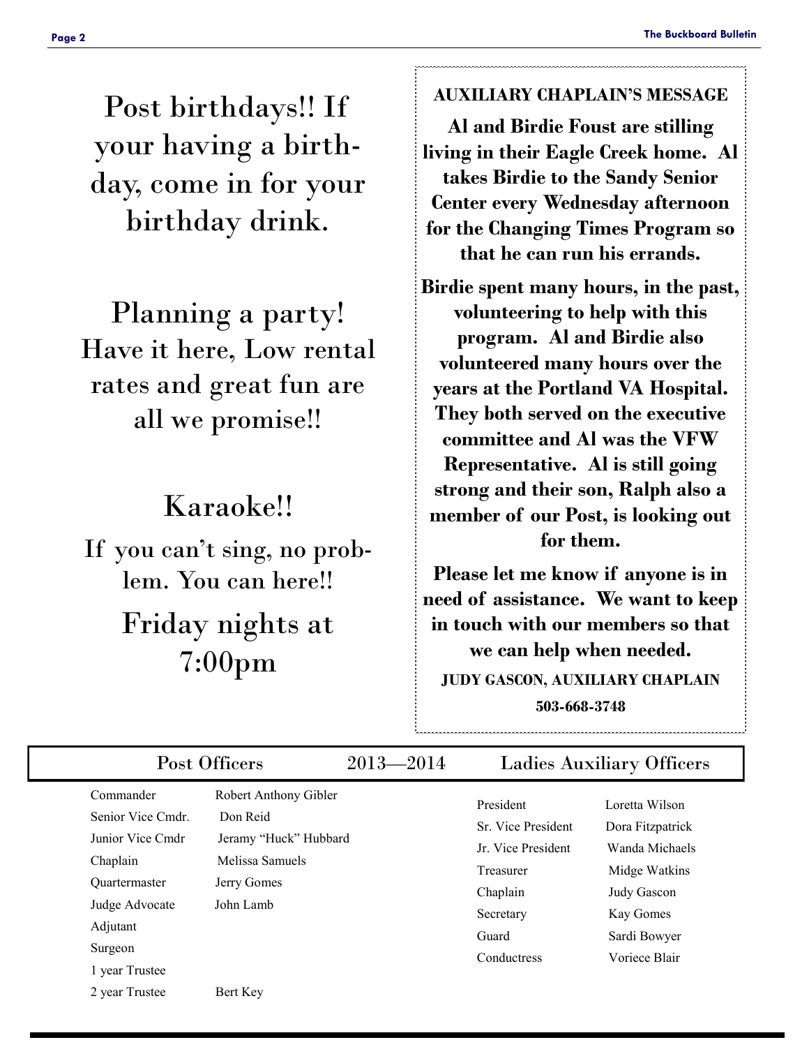Post birthdays!! If your having a birthday, come in for your birthday drink.

Planning a party! Have it here, Low rental rates and great fun are all we promise!!

Karaoke!!

If you can't sing, no problem. You can here!!

Friday nights at 7:00pm

**AUXILIARY CHAPLAIN'S MESSAGE**

**Al and Birdie Foust are stilling living in their Eagle Creek home. Al takes Birdie to the Sandy Senior Center every Wednesday afternoon for the Changing Times Program so that he can run his errands.**

**Birdie spent many hours, in the past, volunteering to help with this program. Al and Birdie also volunteered many hours over the years at the Portland VA Hospital. They both served on the executive committee and Al was the VFW Representative. Al is still going strong and their son, Ralph also a member of our Post, is looking out for them.**

**Please let me know if anyone is in need of assistance. We want to keep in touch with our members so that we can help when needed.**

**JUDY GASCON, AUXILIARY CHAPLAIN**

**503-668-3748**

## Post Officers 2013—2014 Ladies Auxiliary Officers

**Post Officers**

| Office | Name |
|---|---|
| Commander | Robert Anthony Gibler |
| Senior Vice Cmdr. | Don Reid |
| Junior Vice Cmdr | Jeramy "Huck" Hubbard |
| Chaplain | Melissa Samuels |
| Quartermaster | Jerry Gomes |
| Judge Advocate | John Lamb |
| Adjutant | |
| Surgeon | |
| 1 year Trustee | |
| 2 year Trustee | Bert Key |

**Ladies Auxiliary Officers**

| Office | Name |
|---|---|
| President | Loretta Wilson |
| Sr. Vice President | Dora Fitzpatrick |
| Jr. Vice President | Wanda Michaels |
| Treasurer | Midge Watkins |
| Chaplain | Judy Gascon |
| Secretary | Kay Gomes |
| Guard | Sardi Bowyer |
| Conductress | Voriece Blair |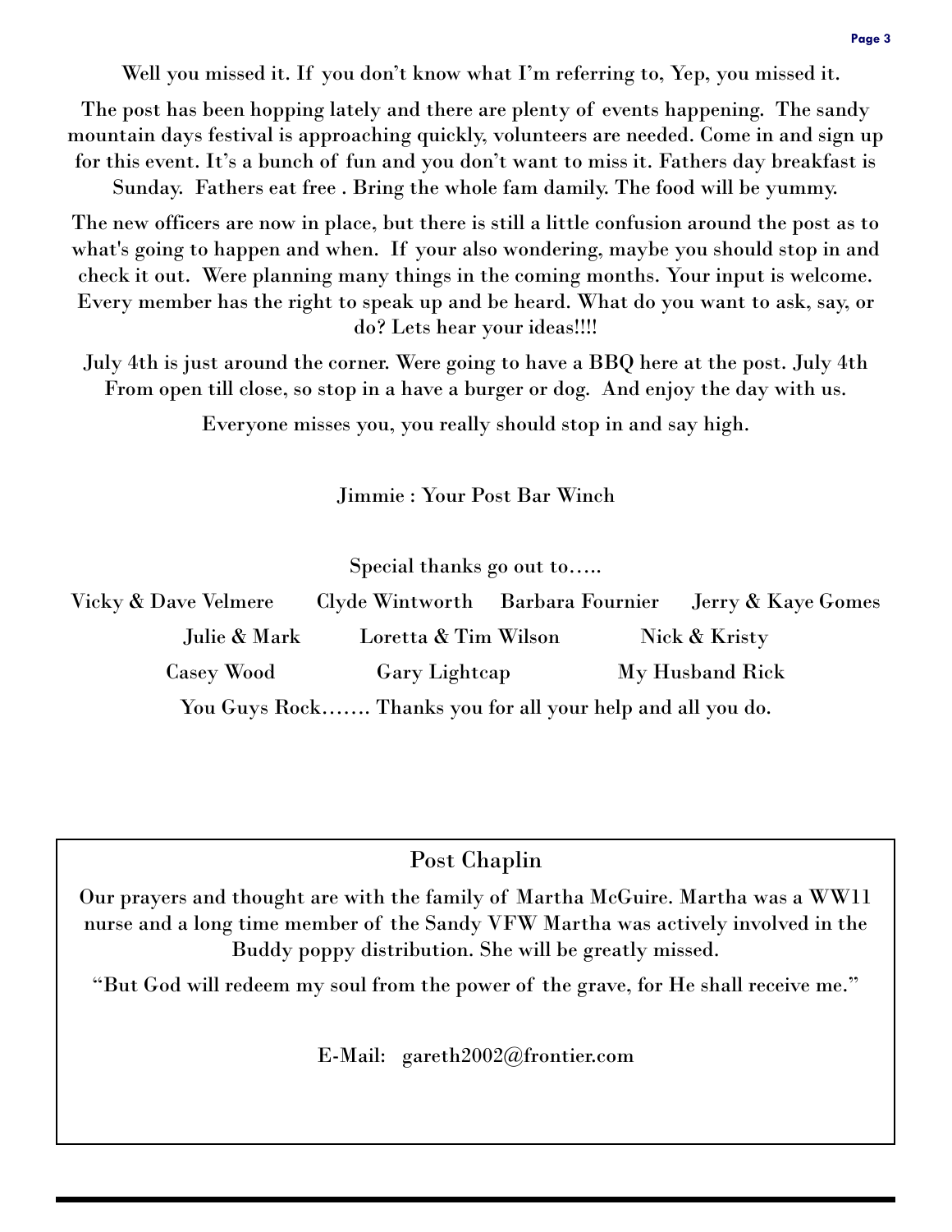Well you missed it. If you don't know what I'm referring to, Yep, you missed it.

The post has been hopping lately and there are plenty of events happening. The sandy mountain days festival is approaching quickly, volunteers are needed. Come in and sign up for this event. It's a bunch of fun and you don't want to miss it. Fathers day breakfast is Sunday. Fathers eat free . Bring the whole fam damily. The food will be yummy.

The new officers are now in place, but there is still a little confusion around the post as to what's going to happen and when. If your also wondering, maybe you should stop in and check it out. Were planning many things in the coming months. Your input is welcome. Every member has the right to speak up and be heard. What do you want to ask, say, or do? Lets hear your ideas!!!!

July 4th is just around the corner. Were going to have a BBQ here at the post. July 4th From open till close, so stop in a have a burger or dog. And enjoy the day with us.

Everyone misses you, you really should stop in and say high.

Jimmie : Your Post Bar Winch

Special thanks go out to…..

Vicky & Dave Velmere    Clyde Wintworth    Barbara Fournier    Jerry & Kaye Gomes

Julie & Mark    Loretta & Tim Wilson    Nick & Kristy

Casey Wood    Gary Lightcap    My Husband Rick

You Guys Rock……. Thanks you for all your help and all you do.

## Post Chaplin

Our prayers and thought are with the family of Martha McGuire. Martha was a WW11 nurse and a long time member of the Sandy VFW Martha was actively involved in the Buddy poppy distribution. She will be greatly missed.

"But God will redeem my soul from the power of the grave, for He shall receive me."

E-Mail: gareth2002@frontier.com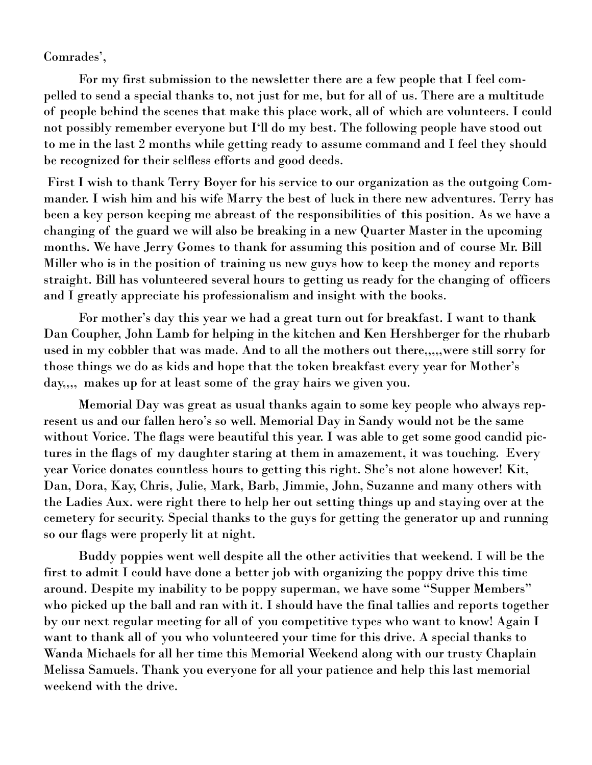Comrades',

For my first submission to the newsletter there are a few people that I feel compelled to send a special thanks to, not just for me, but for all of us. There are a multitude of people behind the scenes that make this place work, all of which are volunteers. I could not possibly remember everyone but I'll do my best. The following people have stood out to me in the last 2 months while getting ready to assume command and I feel they should be recognized for their selfless efforts and good deeds.

First I wish to thank Terry Boyer for his service to our organization as the outgoing Commander. I wish him and his wife Marry the best of luck in there new adventures. Terry has been a key person keeping me abreast of the responsibilities of this position. As we have a changing of the guard we will also be breaking in a new Quarter Master in the upcoming months. We have Jerry Gomes to thank for assuming this position and of course Mr. Bill Miller who is in the position of training us new guys how to keep the money and reports straight. Bill has volunteered several hours to getting us ready for the changing of officers and I greatly appreciate his professionalism and insight with the books.

For mother's day this year we had a great turn out for breakfast. I want to thank Dan Coupher, John Lamb for helping in the kitchen and Ken Hershberger for the rhubarb used in my cobbler that was made. And to all the mothers out there,,,,,were still sorry for those things we do as kids and hope that the token breakfast every year for Mother's day,,,, makes up for at least some of the gray hairs we given you.

Memorial Day was great as usual thanks again to some key people who always represent us and our fallen hero's so well. Memorial Day in Sandy would not be the same without Vorice. The flags were beautiful this year. I was able to get some good candid pictures in the flags of my daughter staring at them in amazement, it was touching. Every year Vorice donates countless hours to getting this right. She's not alone however! Kit, Dan, Dora, Kay, Chris, Julie, Mark, Barb, Jimmie, John, Suzanne and many others with the Ladies Aux. were right there to help her out setting things up and staying over at the cemetery for security. Special thanks to the guys for getting the generator up and running so our flags were properly lit at night.

Buddy poppies went well despite all the other activities that weekend. I will be the first to admit I could have done a better job with organizing the poppy drive this time around. Despite my inability to be poppy superman, we have some "Supper Members" who picked up the ball and ran with it. I should have the final tallies and reports together by our next regular meeting for all of you competitive types who want to know! Again I want to thank all of you who volunteered your time for this drive. A special thanks to Wanda Michaels for all her time this Memorial Weekend along with our trusty Chaplain Melissa Samuels. Thank you everyone for all your patience and help this last memorial weekend with the drive.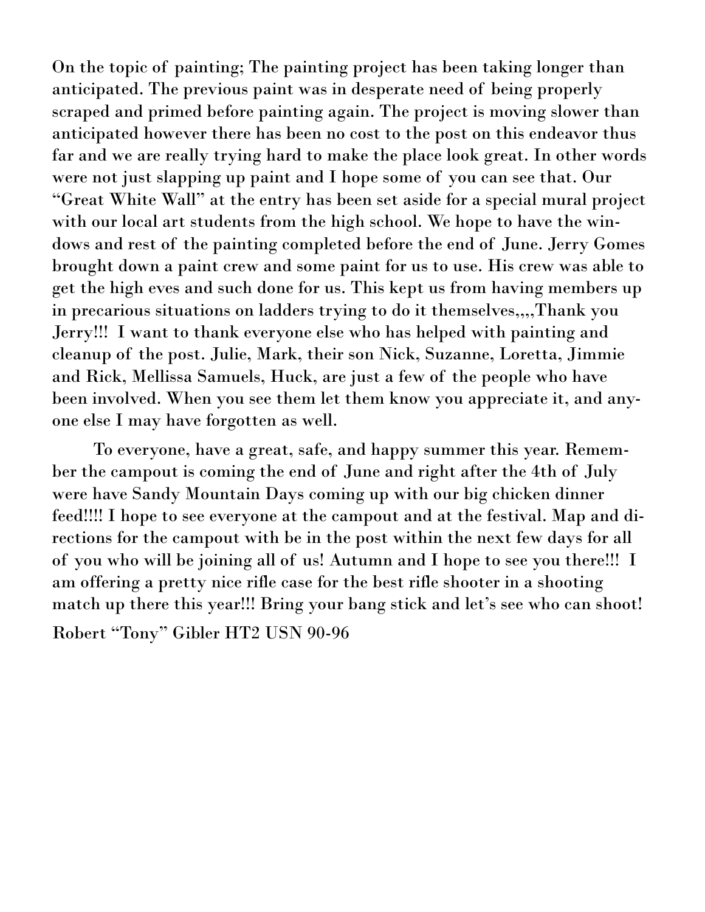On the topic of painting; The painting project has been taking longer than anticipated. The previous paint was in desperate need of being properly scraped and primed before painting again. The project is moving slower than anticipated however there has been no cost to the post on this endeavor thus far and we are really trying hard to make the place look great. In other words were not just slapping up paint and I hope some of you can see that. Our "Great White Wall" at the entry has been set aside for a special mural project with our local art students from the high school. We hope to have the windows and rest of the painting completed before the end of June. Jerry Gomes brought down a paint crew and some paint for us to use. His crew was able to get the high eves and such done for us. This kept us from having members up in precarious situations on ladders trying to do it themselves,,,,Thank you Jerry!!! I want to thank everyone else who has helped with painting and cleanup of the post. Julie, Mark, their son Nick, Suzanne, Loretta, Jimmie and Rick, Mellissa Samuels, Huck, are just a few of the people who have been involved. When you see them let them know you appreciate it, and anyone else I may have forgotten as well.

To everyone, have a great, safe, and happy summer this year. Remember the campout is coming the end of June and right after the 4th of July were have Sandy Mountain Days coming up with our big chicken dinner feed!!!! I hope to see everyone at the campout and at the festival. Map and directions for the campout with be in the post within the next few days for all of you who will be joining all of us! Autumn and I hope to see you there!!! I am offering a pretty nice rifle case for the best rifle shooter in a shooting match up there this year!!! Bring your bang stick and let's see who can shoot!

Robert "Tony" Gibler HT2 USN 90-96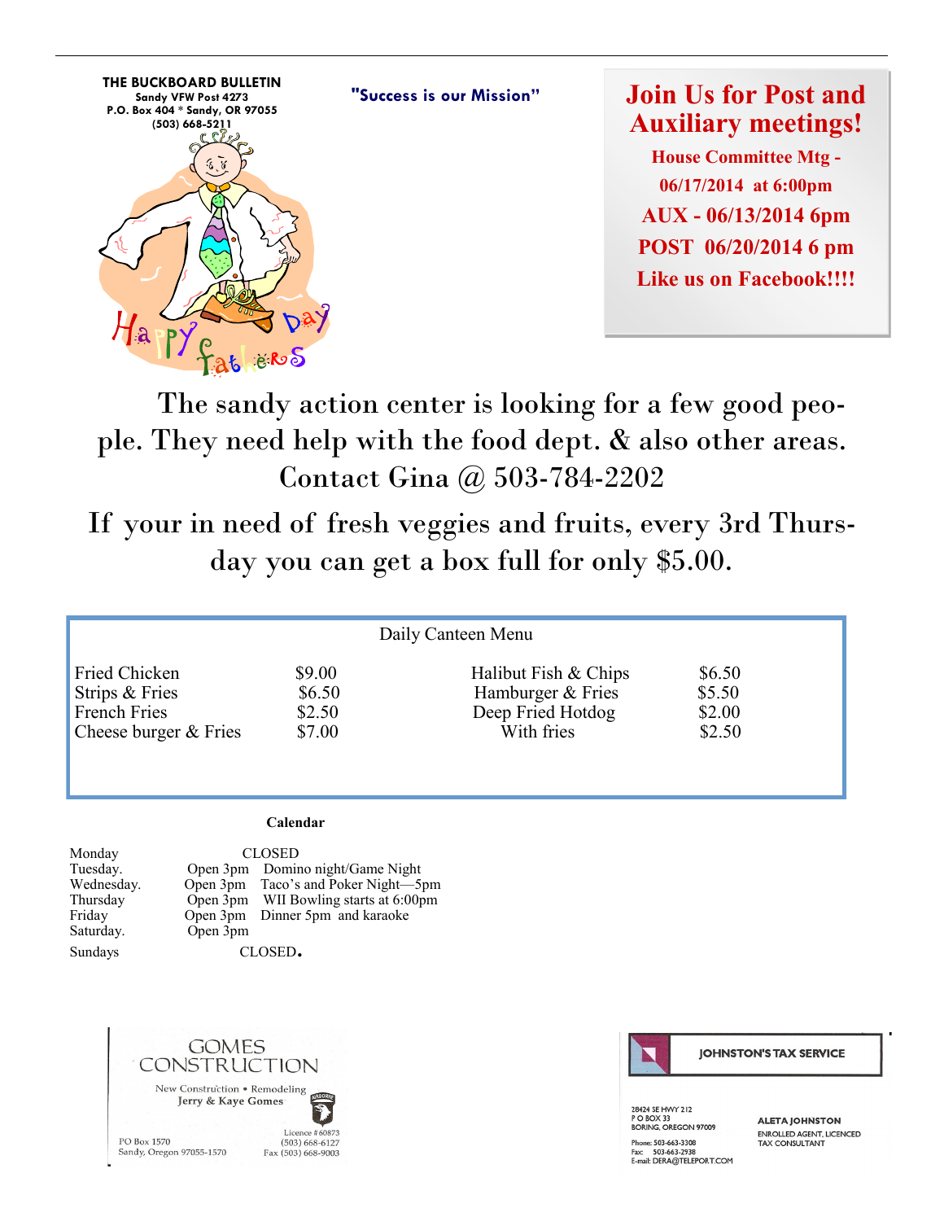**THE BUCKBOARD BULLETIN**
**Sandy VFW Post 4273**
**P.O. Box 404 * Sandy, OR 97055**
**(503) 668-5211**

**"Success is our Mission"**

Happy Fathers Day

## Join Us for Post and Auxiliary meetings!

**House Committee Mtg - 06/17/2014 at 6:00pm**

**AUX - 06/13/2014 6pm**

**POST 06/20/2014 6 pm**

**Like us on Facebook!!!!**

The sandy action center is looking for a few good people. They need help with the food dept. & also other areas. Contact Gina @ 503-784-2202

If your in need of fresh veggies and fruits, every 3rd Thursday you can get a box full for only $5.00.

Daily Canteen Menu

| | | | |
|---|---|---|---|
| Fried Chicken | $9.00 | Halibut Fish & Chips | $6.50 |
| Strips & Fries | $6.50 | Hamburger & Fries | $5.50 |
| French Fries | $2.50 | Deep Fried Hotdog | $2.00 |
| Cheese burger & Fries | $7.00 | With fries | $2.50 |

**Calendar**

| | | |
|---|---|---|
| Monday | CLOSED | |
| Tuesday. | Open 3pm | Domino night/Game Night |
| Wednesday. | Open 3pm | Taco's and Poker Night—5pm |
| Thursday | Open 3pm | WII Bowling starts at 6:00pm |
| Friday | Open 3pm | Dinner 5pm and karaoke |
| Saturday. | Open 3pm | |
| Sundays | CLOSED. | |

GOMES CONSTRUCTION
New Construction • Remodeling
Jerry & Kaye Gomes
PO Box 1570
Sandy, Oregon 97055-1570
Licence # 60873
(503) 668-6127
Fax (503) 668-9003

JOHNSTON'S TAX SERVICE
28424 SE HWY 212
P O BOX 33
BORING, OREGON 97009
Phone: 503-663-3308
Fax: 503-663-2938
E-mail: DERA@TELEPORT.COM
ALETA JOHNSTON
ENROLLED AGENT, LICENCED TAX CONSULTANT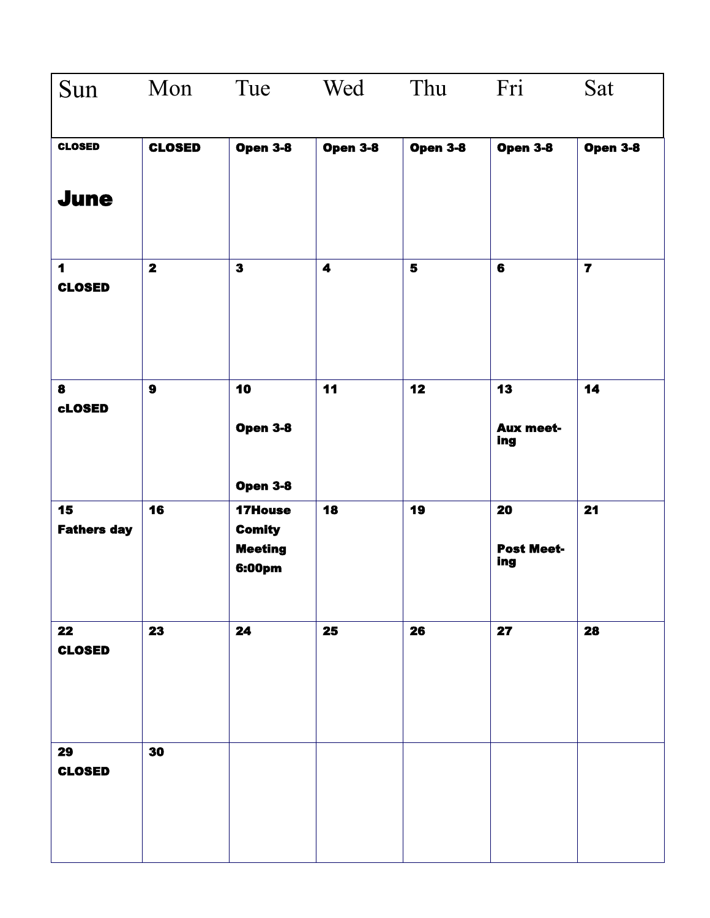| Sun | Mon | Tue | Wed | Thu | Fri | Sat |
|---|---|---|---|---|---|---|
| CLOSED<br><br>**June** | CLOSED | Open 3-8 | Open 3-8 | Open 3-8 | Open 3-8 | Open 3-8 |
| 1<br>CLOSED | 2 | 3 | 4 | 5 | 6 | 7 |
| 8<br>cLOSED | 9 | 10<br><br>Open 3-8<br><br>Open 3-8 | 11 | 12 | 13<br><br>Aux meet-ing | 14 |
| 15<br>Fathers day | 16 | 17House Comity Meeting 6:00pm | 18 | 19 | 20<br><br>Post Meet-ing | 21 |
| 22<br>CLOSED | 23 | 24 | 25 | 26 | 27 | 28 |
| 29<br>CLOSED | 30 | | | | | |